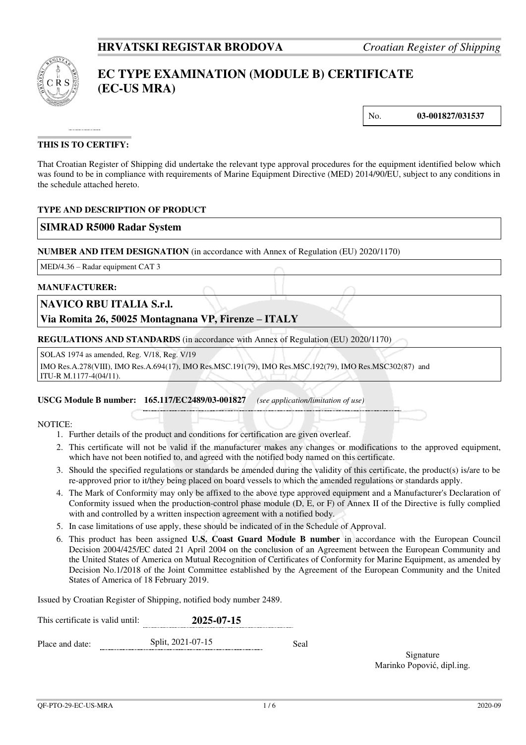**HRVATSKI REGISTAR BRODOVA** *Croatian Register of Shipping*

# EC TYPE EXAMINATION (MODULE B) CERTIFICATE (EC-US MRA)

No. **03-001827/031537**

**THIS IS TO CERTIFY:**

That Croatian Register of Shipping did undertake the relevant type approval procedures for the equipment identified below which was found to be in compliance with requirements of Marine Equipment Directive (MED) 2014/90/EU, subject to any conditions in the schedule attached hereto.

**TYPE AND DESCRIPTION OF PRODUCT**

**SIMRAD R5000 Radar System**

**NUMBER AND ITEM DESIGNATION** (in accordance with Annex of Regulation (EU) 2020/1170)

MED/4.36 – Radar equipment CAT 3

**MANUFACTURER:**

**NAVICO RBU ITALIA S.r.l.**
**Via Romita 26, 50025 Montagnana VP, Firenze – ITALY**

**REGULATIONS AND STANDARDS** (in accordance with Annex of Regulation (EU) 2020/1170)

SOLAS 1974 as amended, Reg. V/18, Reg. V/19
IMO Res.A.278(VIII), IMO Res.A.694(17), IMO Res.MSC.191(79), IMO Res.MSC.192(79), IMO Res.MSC302(87) and ITU-R M.1177-4(04/11).

**USCG Module B number: 165.117/EC2489/03-001827** *(see application/limitation of use)*

NOTICE:

1. Further details of the product and conditions for certification are given overleaf.
2. This certificate will not be valid if the manufacturer makes any changes or modifications to the approved equipment, which have not been notified to, and agreed with the notified body named on this certificate.
3. Should the specified regulations or standards be amended during the validity of this certificate, the product(s) is/are to be re-approved prior to it/they being placed on board vessels to which the amended regulations or standards apply.
4. The Mark of Conformity may only be affixed to the above type approved equipment and a Manufacturer's Declaration of Conformity issued when the production-control phase module (D, E, or F) of Annex II of the Directive is fully complied with and controlled by a written inspection agreement with a notified body.
5. In case limitations of use apply, these should be indicated of in the Schedule of Approval.
6. This product has been assigned **U.S. Coast Guard Module B number** in accordance with the European Council Decision 2004/425/EC dated 21 April 2004 on the conclusion of an Agreement between the European Community and the United States of America on Mutual Recognition of Certificates of Conformity for Marine Equipment, as amended by Decision No.1/2018 of the Joint Committee established by the Agreement of the European Community and the United States of America of 18 February 2019.

Issued by Croatian Register of Shipping, notified body number 2489.

This certificate is valid until: **2025-07-15**

Place and date: Split, 2021-07-15 Seal

Signature
Marinko Popović, dipl.ing.

QF-PTO-29-EC-US-MRA 2020-09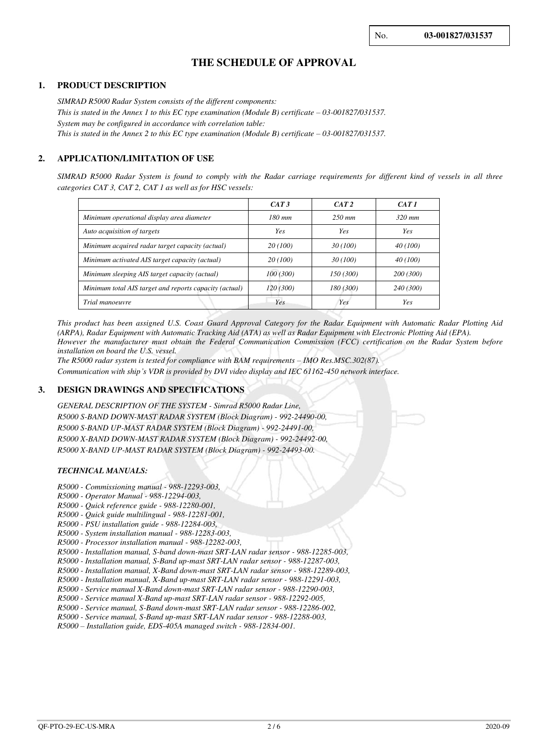No. **03-001827/031537**

# THE SCHEDULE OF APPROVAL

## 1. PRODUCT DESCRIPTION

*SIMRAD R5000 Radar System consists of the different components:*
*This is stated in the Annex 1 to this EC type examination (Module B) certificate – 03-001827/031537.*
*System may be configured in accordance with correlation table:*
*This is stated in the Annex 2 to this EC type examination (Module B) certificate – 03-001827/031537.*

## 2. APPLICATION/LIMITATION OF USE

*SIMRAD R5000 Radar System is found to comply with the Radar carriage requirements for different kind of vessels in all three categories CAT 3, CAT 2, CAT 1 as well as for HSC vessels:*

| | *CAT 3* | *CAT 2* | *CAT 1* |
|---|---|---|---|
| *Minimum operational display area diameter* | *180 mm* | *250 mm* | *320 mm* |
| *Auto acquisition of targets* | *Yes* | *Yes* | *Yes* |
| *Minimum acquired radar target capacity (actual)* | *20 (100)* | *30 (100)* | *40 (100)* |
| *Minimum activated AIS target capacity (actual)* | *20 (100)* | *30 (100)* | *40 (100)* |
| *Minimum sleeping AIS target capacity (actual)* | *100 (300)* | *150 (300)* | *200 (300)* |
| *Minimum total AIS target and reports capacity (actual)* | *120 (300)* | *180 (300)* | *240 (300)* |
| *Trial manoeuvre* | *Yes* | *Yes* | *Yes* |

*This product has been assigned U.S. Coast Guard Approval Category for the Radar Equipment with Automatic Radar Plotting Aid (ARPA), Radar Equipment with Automatic Tracking Aid (ATA) as well as Radar Equipment with Electronic Plotting Aid (EPA).*
*However the manufacturer must obtain the Federal Communication Commission (FCC) certification on the Radar System before installation on board the U.S. vessel.*
*The R5000 radar system is tested for compliance with BAM requirements – IMO Res.MSC.302(87).*
*Communication with ship's VDR is provided by DVI video display and IEC 61162-450 network interface.*

## 3. DESIGN DRAWINGS AND SPECIFICATIONS

*GENERAL DESCRIPTION OF THE SYSTEM - Simrad R5000 Radar Line,*
*R5000 S-BAND DOWN-MAST RADAR SYSTEM (Block Diagram) - 992-24490-00,*
*R5000 S-BAND UP-MAST RADAR SYSTEM (Block Diagram) - 992-24491-00,*
*R5000 X-BAND DOWN-MAST RADAR SYSTEM (Block Diagram) - 992-24492-00,*
*R5000 X-BAND UP-MAST RADAR SYSTEM (Block Diagram) - 992-24493-00.*

***TECHNICAL MANUALS:***

*R5000 - Commissioning manual - 988-12293-003,*
*R5000 - Operator Manual - 988-12294-003,*
*R5000 - Quick reference guide - 988-12280-001,*
*R5000 - Quick guide multilingual - 988-12281-001,*
*R5000 - PSU installation guide - 988-12284-003,*
*R5000 - System installation manual - 988-12283-003,*
*R5000 - Processor installation manual - 988-12282-003,*
*R5000 - Installation manual, S-band down-mast SRT-LAN radar sensor - 988-12285-003,*
*R5000 - Installation manual, S-Band up-mast SRT-LAN radar sensor - 988-12287-003,*
*R5000 - Installation manual, X-Band down-mast SRT-LAN radar sensor - 988-12289-003,*
*R5000 - Installation manual, X-Band up-mast SRT-LAN radar sensor - 988-12291-003,*
*R5000 - Service manual X-Band down-mast SRT-LAN radar sensor - 988-12290-003,*
*R5000 - Service manual X-Band up-mast SRT-LAN radar sensor - 988-12292-005,*
*R5000 - Service manual, S-Band down-mast SRT-LAN radar sensor - 988-12286-002,*
*R5000 - Service manual, S-Band up-mast SRT-LAN radar sensor - 988-12288-003,*
*R5000 – Installation guide, EDS-405A managed switch - 988-12834-001.*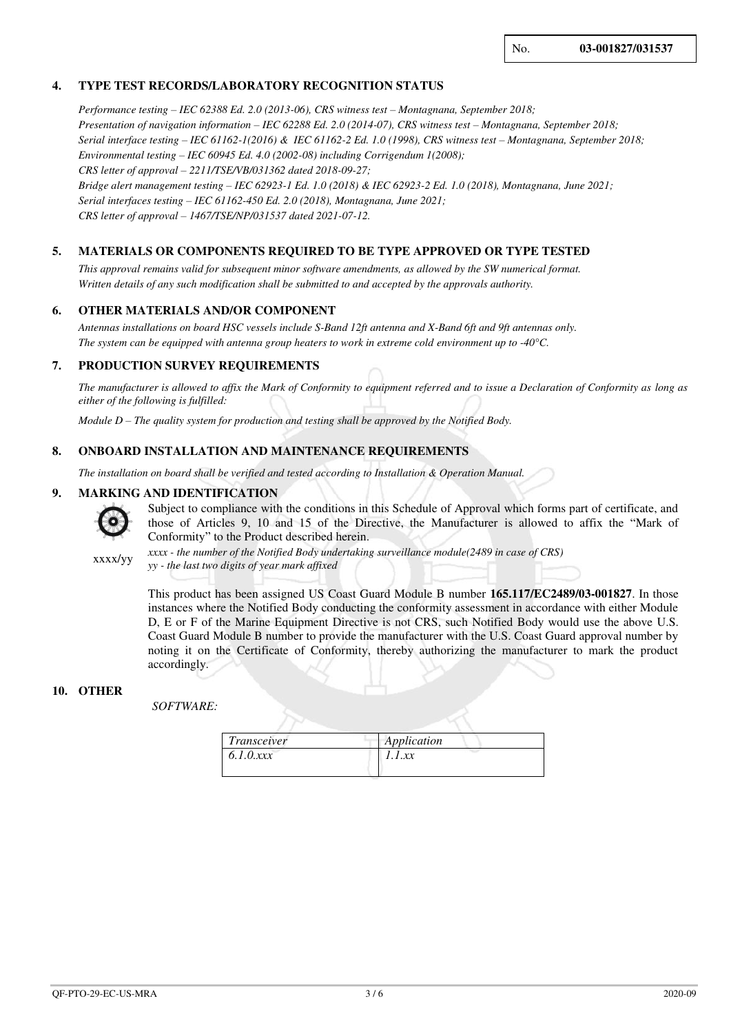No. **03-001827/031537**

## 4. TYPE TEST RECORDS/LABORATORY RECOGNITION STATUS

*Performance testing – IEC 62388 Ed. 2.0 (2013-06), CRS witness test – Montagnana, September 2018;*
*Presentation of navigation information – IEC 62288 Ed. 2.0 (2014-07), CRS witness test – Montagnana, September 2018;*
*Serial interface testing – IEC 61162-1(2016) & IEC 61162-2 Ed. 1.0 (1998), CRS witness test – Montagnana, September 2018;*
*Environmental testing – IEC 60945 Ed. 4.0 (2002-08) including Corrigendum 1(2008);*
*CRS letter of approval – 2211/TSE/VB/031362 dated 2018-09-27;*
*Bridge alert management testing – IEC 62923-1 Ed. 1.0 (2018) & IEC 62923-2 Ed. 1.0 (2018), Montagnana, June 2021;*
*Serial interfaces testing – IEC 61162-450 Ed. 2.0 (2018), Montagnana, June 2021;*
*CRS letter of approval – 1467/TSE/NP/031537 dated 2021-07-12.*

## 5. MATERIALS OR COMPONENTS REQUIRED TO BE TYPE APPROVED OR TYPE TESTED

*This approval remains valid for subsequent minor software amendments, as allowed by the SW numerical format. Written details of any such modification shall be submitted to and accepted by the approvals authority.*

## 6. OTHER MATERIALS AND/OR COMPONENT

*Antennas installations on board HSC vessels include S-Band 12ft antenna and X-Band 6ft and 9ft antennas only.*
*The system can be equipped with antenna group heaters to work in extreme cold environment up to -40°C.*

## 7. PRODUCTION SURVEY REQUIREMENTS

*The manufacturer is allowed to affix the Mark of Conformity to equipment referred and to issue a Declaration of Conformity as long as either of the following is fulfilled:*

*Module D – The quality system for production and testing shall be approved by the Notified Body.*

## 8. ONBOARD INSTALLATION AND MAINTENANCE REQUIREMENTS

*The installation on board shall be verified and tested according to Installation & Operation Manual.*

## 9. MARKING AND IDENTIFICATION

Subject to compliance with the conditions in this Schedule of Approval which forms part of certificate, and those of Articles 9, 10 and 15 of the Directive, the Manufacturer is allowed to affix the "Mark of Conformity" to the Product described herein.

xxxx/yy

*xxxx - the number of the Notified Body undertaking surveillance module(2489 in case of CRS)*
*yy - the last two digits of year mark affixed*

This product has been assigned US Coast Guard Module B number **165.117/EC2489/03-001827**. In those instances where the Notified Body conducting the conformity assessment in accordance with either Module D, E or F of the Marine Equipment Directive is not CRS, such Notified Body would use the above U.S. Coast Guard Module B number to provide the manufacturer with the U.S. Coast Guard approval number by noting it on the Certificate of Conformity, thereby authorizing the manufacturer to mark the product accordingly.

## 10. OTHER

*SOFTWARE:*

| *Transceiver* | *Application* |
|---|---|
| *6.1.0.xxx* | *1.1.xx* |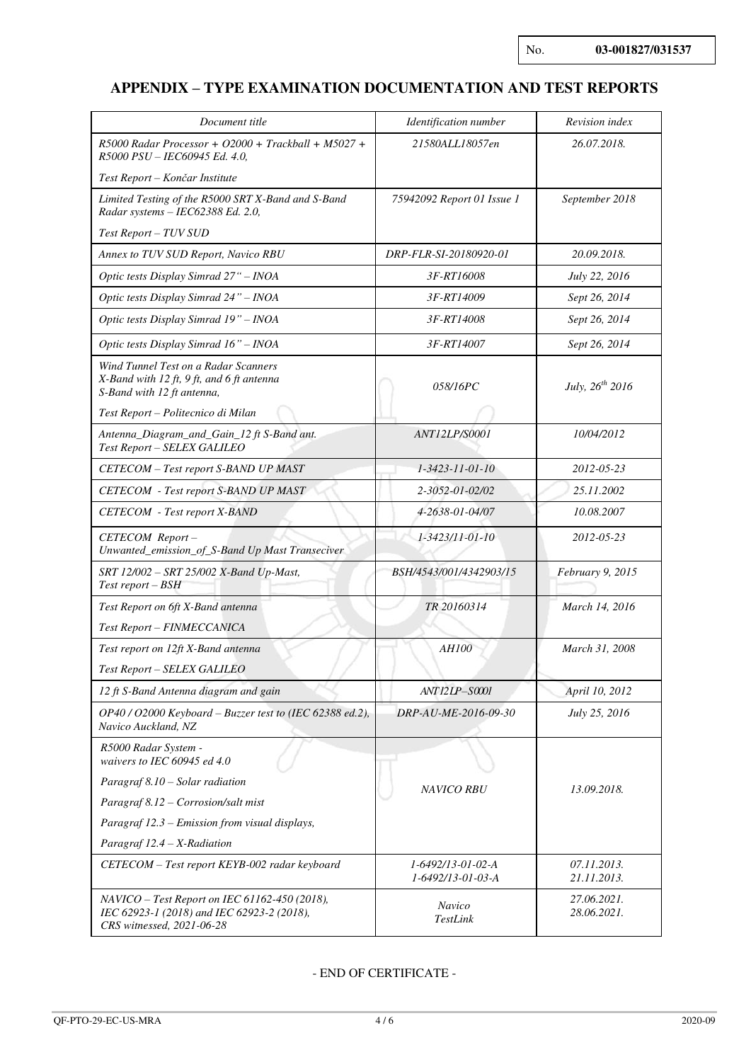No. **03-001827/031537**

## APPENDIX – TYPE EXAMINATION DOCUMENTATION AND TEST REPORTS

| *Document title* | *Identification number* | *Revision index* |
|---|---|---|
| *R5000 Radar Processor + O2000 + Trackball + M5027 + R5000 PSU – IEC60945 Ed. 4.0,* <br> *Test Report – Končar Institute* | *21580ALL18057en* | *26.07.2018.* |
| *Limited Testing of the R5000 SRT X-Band and S-Band Radar systems – IEC62388 Ed. 2.0,* <br> *Test Report – TUV SUD* | *75942092 Report 01 Issue 1* | *September 2018* |
| *Annex to TUV SUD Report, Navico RBU* | *DRP-FLR-SI-20180920-01* | *20.09.2018.* |
| *Optic tests Display Simrad 27" – INOA* | *3F-RT16008* | *July 22, 2016* |
| *Optic tests Display Simrad 24" – INOA* | *3F-RT14009* | *Sept 26, 2014* |
| *Optic tests Display Simrad 19" – INOA* | *3F-RT14008* | *Sept 26, 2014* |
| *Optic tests Display Simrad 16" – INOA* | *3F-RT14007* | *Sept 26, 2014* |
| *Wind Tunnel Test on a Radar Scanners X-Band with 12 ft, 9 ft, and 6 ft antenna S-Band with 12 ft antenna,* <br> *Test Report – Politecnico di Milan* | *058/16PC* | *July, 26th 2016* |
| *Antenna_Diagram_and_Gain_12 ft S-Band ant. Test Report – SELEX GALILEO* | *ANT12LP/S0001* | *10/04/2012* |
| *CETECOM – Test report S-BAND UP MAST* | *1-3423-11-01-10* | *2012-05-23* |
| *CETECOM - Test report S-BAND UP MAST* | *2-3052-01-02/02* | *25.11.2002* |
| *CETECOM - Test report X-BAND* | *4-2638-01-04/07* | *10.08.2007* |
| *CETECOM Report – Unwanted_emission_of_S-Band Up Mast Transceiver* | *1-3423/11-01-10* | *2012-05-23* |
| *SRT 12/002 – SRT 25/002 X-Band Up-Mast, Test report – BSH* | *BSH/4543/001/4342903/15* | *February 9, 2015* |
| *Test Report on 6ft X-Band antenna* <br> *Test Report – FINMECCANICA* | *TR 20160314* | *March 14, 2016* |
| *Test report on 12ft X-Band antenna* <br> *Test Report – SELEX GALILEO* | *AH100* | *March 31, 2008* |
| *12 ft S-Band Antenna diagram and gain* | *ANT12LP–S0001* | *April 10, 2012* |
| *OP40 / O2000 Keyboard – Buzzer test to (IEC 62388 ed.2), Navico Auckland, NZ* | *DRP-AU-ME-2016-09-30* | *July 25, 2016* |
| *R5000 Radar System - waivers to IEC 60945 ed 4.0* <br> *Paragraf 8.10 – Solar radiation* <br> *Paragraf 8.12 – Corrosion/salt mist* <br> *Paragraf 12.3 – Emission from visual displays,* <br> *Paragraf 12.4 – X-Radiation* | *NAVICO RBU* | *13.09.2018.* |
| *CETECOM – Test report KEYB-002 radar keyboard* | *1-6492/13-01-02-A* <br> *1-6492/13-01-03-A* | *07.11.2013.* <br> *21.11.2013.* |
| *NAVICO – Test Report on IEC 61162-450 (2018), IEC 62923-1 (2018) and IEC 62923-2 (2018), CRS witnessed, 2021-06-28* | *Navico TestLink* | *27.06.2021.* <br> *28.06.2021.* |

- END OF CERTIFICATE -

QF-PTO-29-EC-US-MRA 2020-09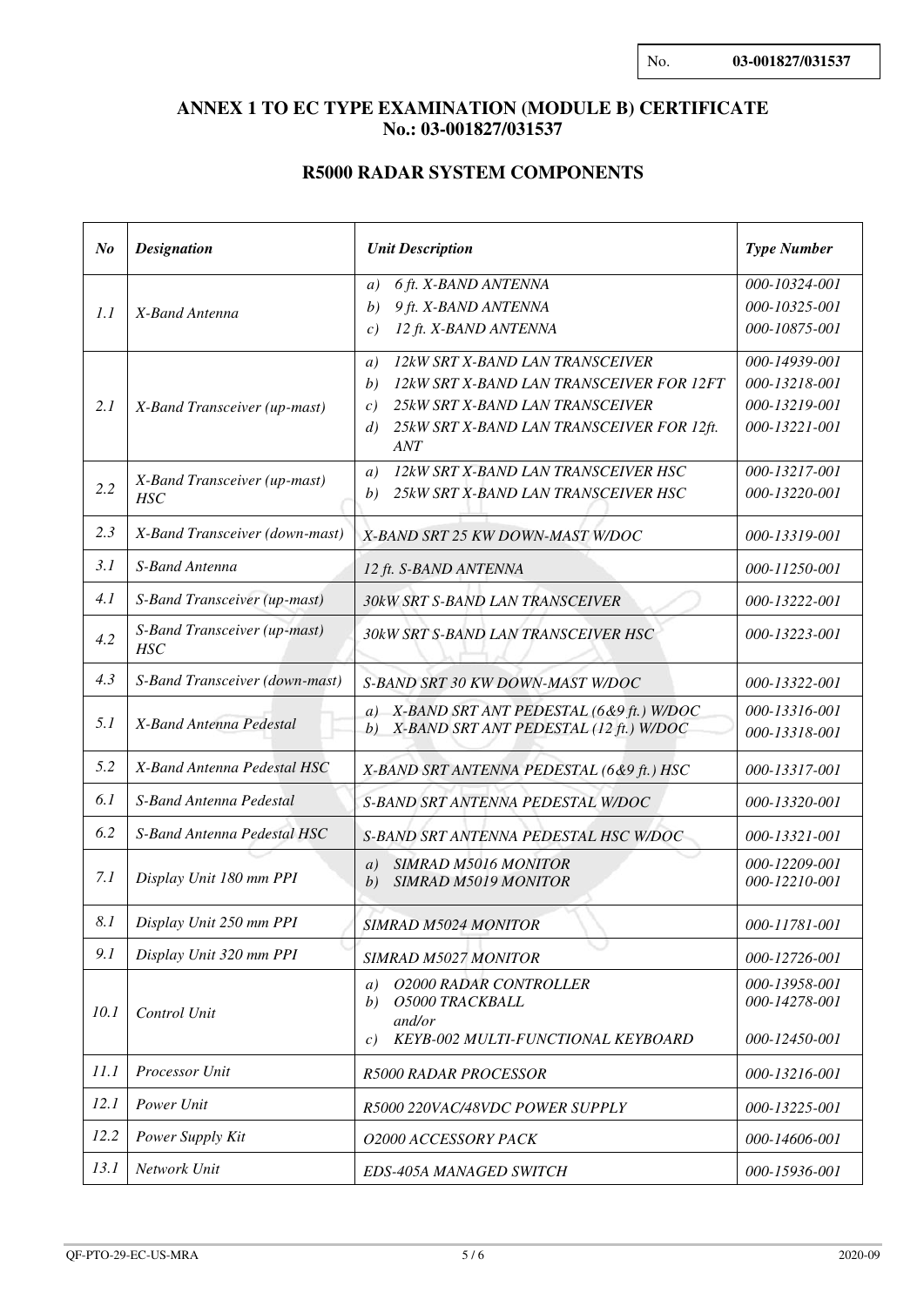No. **03-001827/031537**

## ANNEX 1 TO EC TYPE EXAMINATION (MODULE B) CERTIFICATE No.: 03-001827/031537

## R5000 RADAR SYSTEM COMPONENTS

| *No* | *Designation* | *Unit Description* | *Type Number* |
|---|---|---|---|
| *1.1* | *X-Band Antenna* | *a) 6 ft. X-BAND ANTENNA*<br>*b) 9 ft. X-BAND ANTENNA*<br>*c) 12 ft. X-BAND ANTENNA* | *000-10324-001*<br>*000-10325-001*<br>*000-10875-001* |
| *2.1* | *X-Band Transceiver (up-mast)* | *a) 12kW SRT X-BAND LAN TRANSCEIVER*<br>*b) 12kW SRT X-BAND LAN TRANSCEIVER FOR 12FT*<br>*c) 25kW SRT X-BAND LAN TRANSCEIVER*<br>*d) 25kW SRT X-BAND LAN TRANSCEIVER FOR 12ft. ANT* | *000-14939-001*<br>*000-13218-001*<br>*000-13219-001*<br>*000-13221-001* |
| *2.2* | *X-Band Transceiver (up-mast) HSC* | *a) 12kW SRT X-BAND LAN TRANSCEIVER HSC*<br>*b) 25kW SRT X-BAND LAN TRANSCEIVER HSC* | *000-13217-001*<br>*000-13220-001* |
| *2.3* | *X-Band Transceiver (down-mast)* | *X-BAND SRT 25 KW DOWN-MAST W/DOC* | *000-13319-001* |
| *3.1* | *S-Band Antenna* | *12 ft. S-BAND ANTENNA* | *000-11250-001* |
| *4.1* | *S-Band Transceiver (up-mast)* | *30kW SRT S-BAND LAN TRANSCEIVER* | *000-13222-001* |
| *4.2* | *S-Band Transceiver (up-mast) HSC* | *30kW SRT S-BAND LAN TRANSCEIVER HSC* | *000-13223-001* |
| *4.3* | *S-Band Transceiver (down-mast)* | *S-BAND SRT 30 KW DOWN-MAST W/DOC* | *000-13322-001* |
| *5.1* | *X-Band Antenna Pedestal* | *a) X-BAND SRT ANT PEDESTAL (6&9 ft.) W/DOC*<br>*b) X-BAND SRT ANT PEDESTAL (12 ft.) W/DOC* | *000-13316-001*<br>*000-13318-001* |
| *5.2* | *X-Band Antenna Pedestal HSC* | *X-BAND SRT ANTENNA PEDESTAL (6&9 ft.) HSC* | *000-13317-001* |
| *6.1* | *S-Band Antenna Pedestal* | *S-BAND SRT ANTENNA PEDESTAL W/DOC* | *000-13320-001* |
| *6.2* | *S-Band Antenna Pedestal HSC* | *S-BAND SRT ANTENNA PEDESTAL HSC W/DOC* | *000-13321-001* |
| *7.1* | *Display Unit 180 mm PPI* | *a) SIMRAD M5016 MONITOR*<br>*b) SIMRAD M5019 MONITOR* | *000-12209-001*<br>*000-12210-001* |
| *8.1* | *Display Unit 250 mm PPI* | *SIMRAD M5024 MONITOR* | *000-11781-001* |
| *9.1* | *Display Unit 320 mm PPI* | *SIMRAD M5027 MONITOR* | *000-12726-001* |
| *10.1* | *Control Unit* | *a) O2000 RADAR CONTROLLER*<br>*b) O5000 TRACKBALL*<br>*and/or*<br>*c) KEYB-002 MULTI-FUNCTIONAL KEYBOARD* | *000-13958-001*<br>*000-14278-001*<br><br>*000-12450-001* |
| *11.1* | *Processor Unit* | *R5000 RADAR PROCESSOR* | *000-13216-001* |
| *12.1* | *Power Unit* | *R5000 220VAC/48VDC POWER SUPPLY* | *000-13225-001* |
| *12.2* | *Power Supply Kit* | *O2000 ACCESSORY PACK* | *000-14606-001* |
| *13.1* | *Network Unit* | *EDS-405A MANAGED SWITCH* | *000-15936-001* |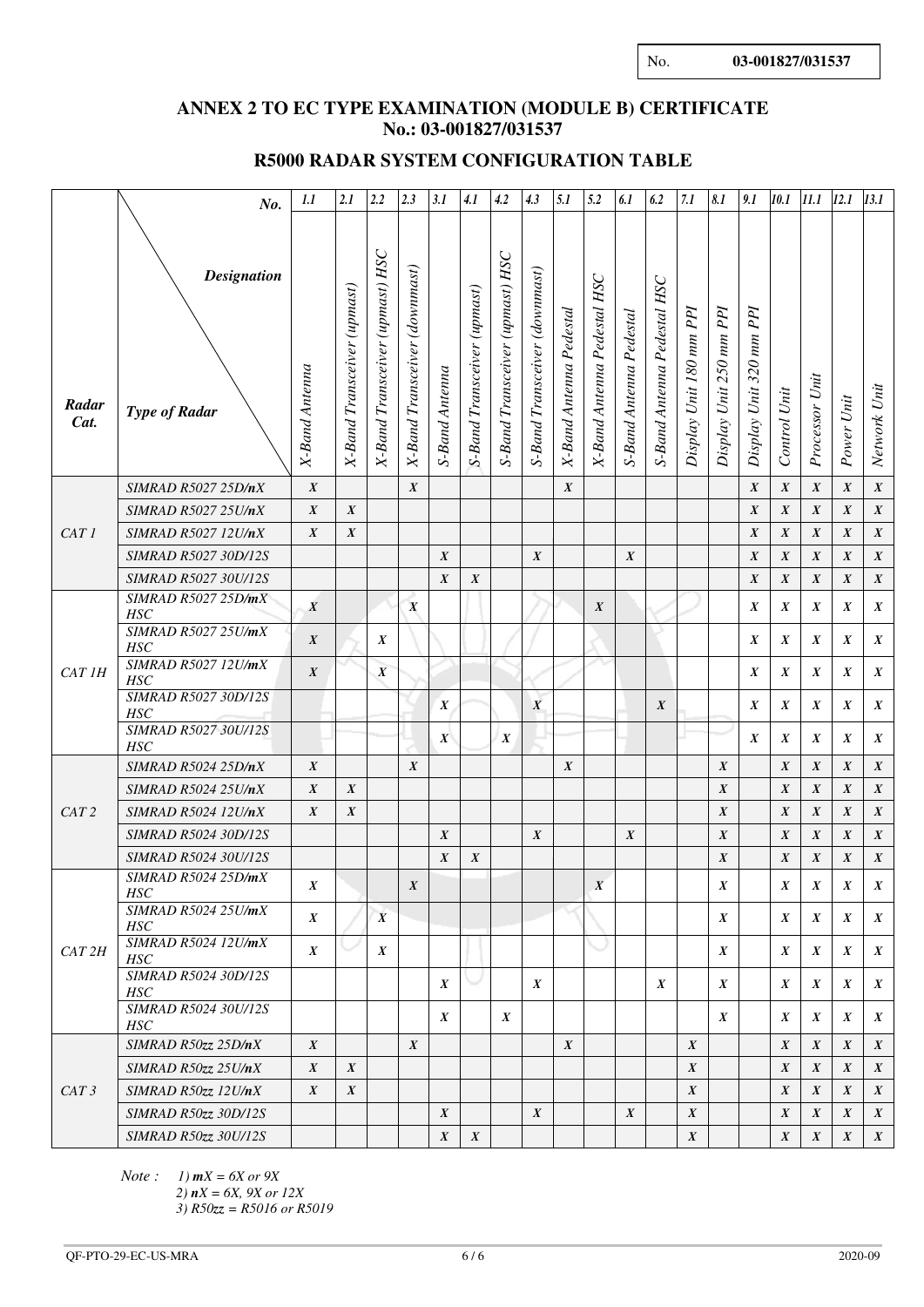No. **03-001827/031537**

## ANNEX 2 TO EC TYPE EXAMINATION (MODULE B) CERTIFICATE No.: 03-001827/031537

### R5000 RADAR SYSTEM CONFIGURATION TABLE

| Radar Cat. | No. / Designation / Type of Radar | 1.1 X-Band Antenna | 2.1 X-Band Transceiver (upmast) | 2.2 X-Band Transceiver (upmast) HSC | 2.3 X-Band Transceiver (downmast) | 3.1 S-Band Antenna | 4.1 S-Band Transceiver (upmast) | 4.2 S-Band Transceiver (upmast) HSC | 4.3 S-Band Transceiver (downmast) | 5.1 X-Band Antenna Pedestal | 5.2 X-Band Antenna Pedestal HSC | 6.1 S-Band Antenna Pedestal | 6.2 S-Band Antenna Pedestal HSC | 7.1 Display Unit 180 mm PPI | 8.1 Display Unit 250 mm PPI | 9.1 Display Unit 320 mm PPI | 10.1 Control Unit | 11.1 Processor Unit | 12.1 Power Unit | 13.1 Network Unit |
|---|---|---|---|---|---|---|---|---|---|---|---|---|---|---|---|---|---|---|---|---|
| CAT 1 | SIMRAD R5027 25D/**n**X | X | | | X | | | | | X | | | | | | X | X | X | X | X |
| | SIMRAD R5027 25U/**n**X | X | X | | | | | | | | | | | | | X | X | X | X | X |
| | SIMRAD R5027 12U/**n**X | X | X | | | | | | | | | | | | | X | X | X | X | X |
| | SIMRAD R5027 30D/12S | | | | | X | | | X | | | X | | | | X | X | X | X | X |
| | SIMRAD R5027 30U/12S | | | | | X | X | | | | | | | | | X | X | X | X | X |
| CAT 1H | SIMRAD R5027 25D/**m**X HSC | X | | | X | | | | | | X | | | | | X | X | X | X | X |
| | SIMRAD R5027 25U/**m**X HSC | X | | X | | | | | | | | | | | | X | X | X | X | X |
| | SIMRAD R5027 12U/**m**X HSC | X | | X | | | | | | | | | | | | X | X | X | X | X |
| | SIMRAD R5027 30D/12S HSC | | | | | X | | | X | | | | X | | | X | X | X | X | X |
| | SIMRAD R5027 30U/12S HSC | | | | | X | | X | | | | | | | | X | X | X | X | X |
| CAT 2 | SIMRAD R5024 25D/**n**X | X | | | X | | | | | X | | | | | X | | X | X | X | X |
| | SIMRAD R5024 25U/**n**X | X | X | | | | | | | | | | | | X | | X | X | X | X |
| | SIMRAD R5024 12U/**n**X | X | X | | | | | | | | | | | | X | | X | X | X | X |
| | SIMRAD R5024 30D/12S | | | | | X | | | X | | | X | | | X | | X | X | X | X |
| | SIMRAD R5024 30U/12S | | | | | X | X | | | | | | | | X | | X | X | X | X |
| CAT 2H | SIMRAD R5024 25D/**m**X HSC | X | | | X | | | | | | X | | | | X | | X | X | X | X |
| | SIMRAD R5024 25U/**m**X HSC | X | | X | | | | | | | | | | | X | | X | X | X | X |
| | SIMRAD R5024 12U/**m**X HSC | X | | X | | | | | | | | | | | X | | X | X | X | X |
| | SIMRAD R5024 30D/12S HSC | | | | | X | | | X | | | | X | | X | | X | X | X | X |
| | SIMRAD R5024 30U/12S HSC | | | | | X | | X | | | | | | | X | | X | X | X | X |
| CAT 3 | SIMRAD R50zz 25D/**n**X | X | | | X | | | | | X | | | | X | | | X | X | X | X |
| | SIMRAD R50zz 25U/**n**X | X | X | | | | | | | | | | | X | | | X | X | X | X |
| | SIMRAD R50zz 12U/**n**X | X | X | | | | | | | | | | | X | | | X | X | X | X |
| | SIMRAD R50zz 30D/12S | | | | | X | | | X | | | X | | X | | | X | X | X | X |
| | SIMRAD R50zz 30U/12S | | | | | X | X | | | | | | | X | | | X | X | X | X |

*Note :*
*1) **m**X = 6X or 9X*
*2) **n**X = 6X, 9X or 12X*
*3) R50zz = R5016 or R5019*

QF-PTO-29-EC-US-MRA 2020-09